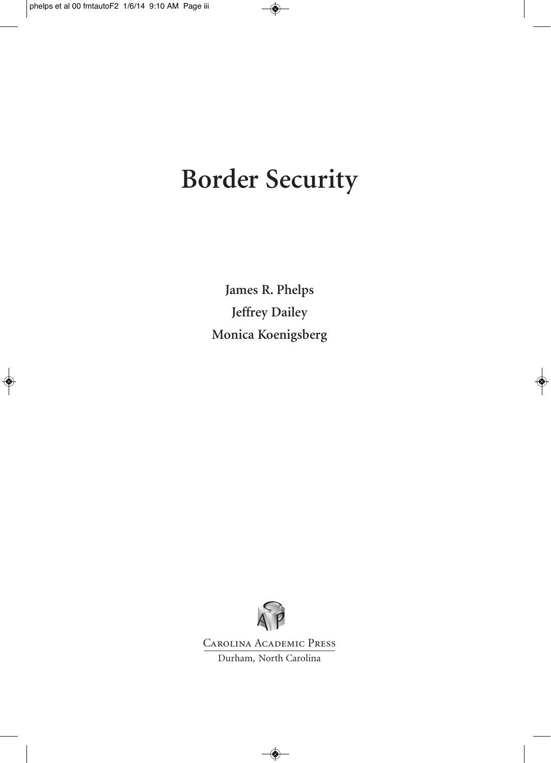# Border Security

**James R. Phelps**
**Jeffrey Dailey**
**Monica Koenigsberg**

Carolina Academic Press
Durham, North Carolina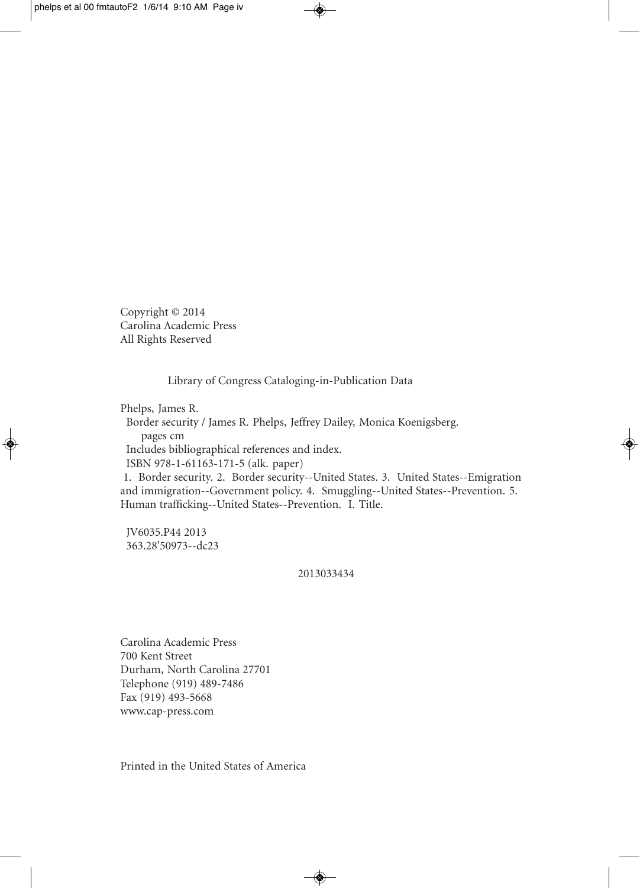Copyright © 2014
Carolina Academic Press
All Rights Reserved

Library of Congress Cataloging-in-Publication Data

Phelps, James R.
Border security / James R. Phelps, Jeffrey Dailey, Monica Koenigsberg.
pages cm
Includes bibliographical references and index.
ISBN 978-1-61163-171-5 (alk. paper)
1. Border security. 2. Border security--United States. 3. United States--Emigration and immigration--Government policy. 4. Smuggling--United States--Prevention. 5. Human trafficking--United States--Prevention. I. Title.

JV6035.P44 2013
363.28'50973--dc23

2013033434

Carolina Academic Press
700 Kent Street
Durham, North Carolina 27701
Telephone (919) 489-7486
Fax (919) 493-5668
www.cap-press.com

Printed in the United States of America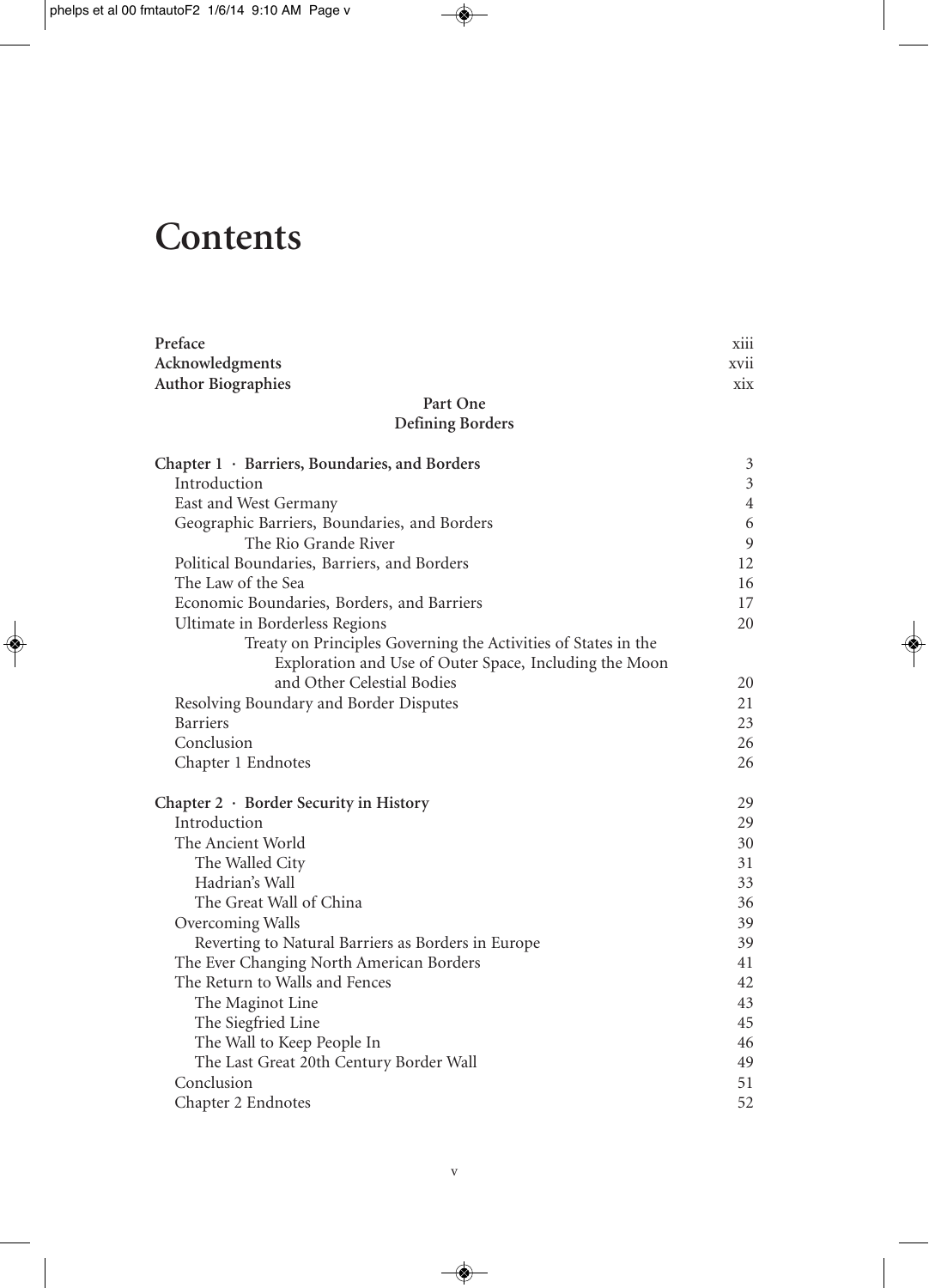# Contents

| | |
|---|---|
| **Preface** | xiii |
| **Acknowledgments** | xvii |
| **Author Biographies** | xix |

## Part One
## Defining Borders

| | |
|---|---|
| **Chapter 1 · Barriers, Boundaries, and Borders** | 3 |
| Introduction | 3 |
| East and West Germany | 4 |
| Geographic Barriers, Boundaries, and Borders | 6 |
| The Rio Grande River | 9 |
| Political Boundaries, Barriers, and Borders | 12 |
| The Law of the Sea | 16 |
| Economic Boundaries, Borders, and Barriers | 17 |
| Ultimate in Borderless Regions | 20 |
| Treaty on Principles Governing the Activities of States in the Exploration and Use of Outer Space, Including the Moon and Other Celestial Bodies | 20 |
| Resolving Boundary and Border Disputes | 21 |
| Barriers | 23 |
| Conclusion | 26 |
| Chapter 1 Endnotes | 26 |

| | |
|---|---|
| **Chapter 2 · Border Security in History** | 29 |
| Introduction | 29 |
| The Ancient World | 30 |
| The Walled City | 31 |
| Hadrian's Wall | 33 |
| The Great Wall of China | 36 |
| Overcoming Walls | 39 |
| Reverting to Natural Barriers as Borders in Europe | 39 |
| The Ever Changing North American Borders | 41 |
| The Return to Walls and Fences | 42 |
| The Maginot Line | 43 |
| The Siegfried Line | 45 |
| The Wall to Keep People In | 46 |
| The Last Great 20th Century Border Wall | 49 |
| Conclusion | 51 |
| Chapter 2 Endnotes | 52 |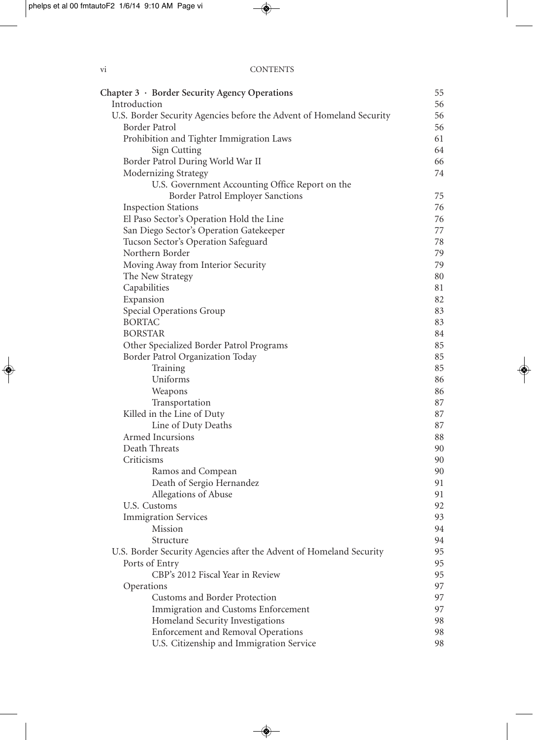**Chapter 3 · Border Security Agency Operations** 55

- Introduction 56
- U.S. Border Security Agencies before the Advent of Homeland Security 56
  - Border Patrol 56
  - Prohibition and Tighter Immigration Laws 61
    - Sign Cutting 64
  - Border Patrol During World War II 66
  - Modernizing Strategy 74
    - U.S. Government Accounting Office Report on the Border Patrol Employer Sanctions 75
  - Inspection Stations 76
  - El Paso Sector's Operation Hold the Line 76
  - San Diego Sector's Operation Gatekeeper 77
  - Tucson Sector's Operation Safeguard 78
  - Northern Border 79
  - Moving Away from Interior Security 79
  - The New Strategy 80
  - Capabilities 81
  - Expansion 82
  - Special Operations Group 83
  - BORTAC 83
  - BORSTAR 84
  - Other Specialized Border Patrol Programs 85
  - Border Patrol Organization Today 85
    - Training 85
    - Uniforms 86
    - Weapons 86
    - Transportation 87
  - Killed in the Line of Duty 87
    - Line of Duty Deaths 87
  - Armed Incursions 88
  - Death Threats 90
  - Criticisms 90
    - Ramos and Compean 90
    - Death of Sergio Hernandez 91
    - Allegations of Abuse 91
  - U.S. Customs 92
  - Immigration Services 93
    - Mission 94
    - Structure 94
- U.S. Border Security Agencies after the Advent of Homeland Security 95
  - Ports of Entry 95
    - CBP's 2012 Fiscal Year in Review 95
  - Operations 97
    - Customs and Border Protection 97
    - Immigration and Customs Enforcement 97
    - Homeland Security Investigations 98
    - Enforcement and Removal Operations 98
    - U.S. Citizenship and Immigration Service 98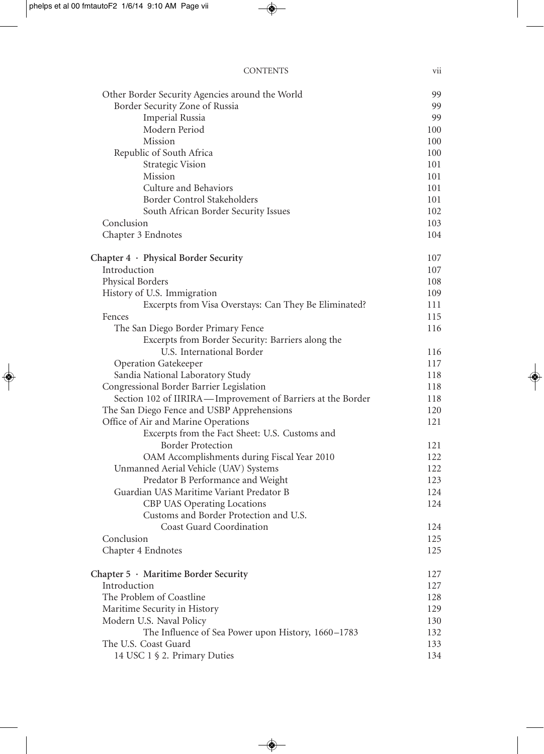| | |
|---|---|
| Other Border Security Agencies around the World | 99 |
| Border Security Zone of Russia | 99 |
| Imperial Russia | 99 |
| Modern Period | 100 |
| Mission | 100 |
| Republic of South Africa | 100 |
| Strategic Vision | 101 |
| Mission | 101 |
| Culture and Behaviors | 101 |
| Border Control Stakeholders | 101 |
| South African Border Security Issues | 102 |
| Conclusion | 103 |
| Chapter 3 Endnotes | 104 |
| **Chapter 4 · Physical Border Security** | **107** |
| Introduction | 107 |
| Physical Borders | 108 |
| History of U.S. Immigration | 109 |
| Excerpts from Visa Overstays: Can They Be Eliminated? | 111 |
| Fences | 115 |
| The San Diego Border Primary Fence | 116 |
| Excerpts from Border Security: Barriers along the U.S. International Border | 116 |
| Operation Gatekeeper | 117 |
| Sandia National Laboratory Study | 118 |
| Congressional Border Barrier Legislation | 118 |
| Section 102 of IIRIRA—Improvement of Barriers at the Border | 118 |
| The San Diego Fence and USBP Apprehensions | 120 |
| Office of Air and Marine Operations | 121 |
| Excerpts from the Fact Sheet: U.S. Customs and Border Protection | 121 |
| OAM Accomplishments during Fiscal Year 2010 | 122 |
| Unmanned Aerial Vehicle (UAV) Systems | 122 |
| Predator B Performance and Weight | 123 |
| Guardian UAS Maritime Variant Predator B | 124 |
| CBP UAS Operating Locations | 124 |
| Customs and Border Protection and U.S. Coast Guard Coordination | 124 |
| Conclusion | 125 |
| Chapter 4 Endnotes | 125 |
| **Chapter 5 · Maritime Border Security** | **127** |
| Introduction | 127 |
| The Problem of Coastline | 128 |
| Maritime Security in History | 129 |
| Modern U.S. Naval Policy | 130 |
| The Influence of Sea Power upon History, 1660–1783 | 132 |
| The U.S. Coast Guard | 133 |
| 14 USC 1 § 2. Primary Duties | 134 |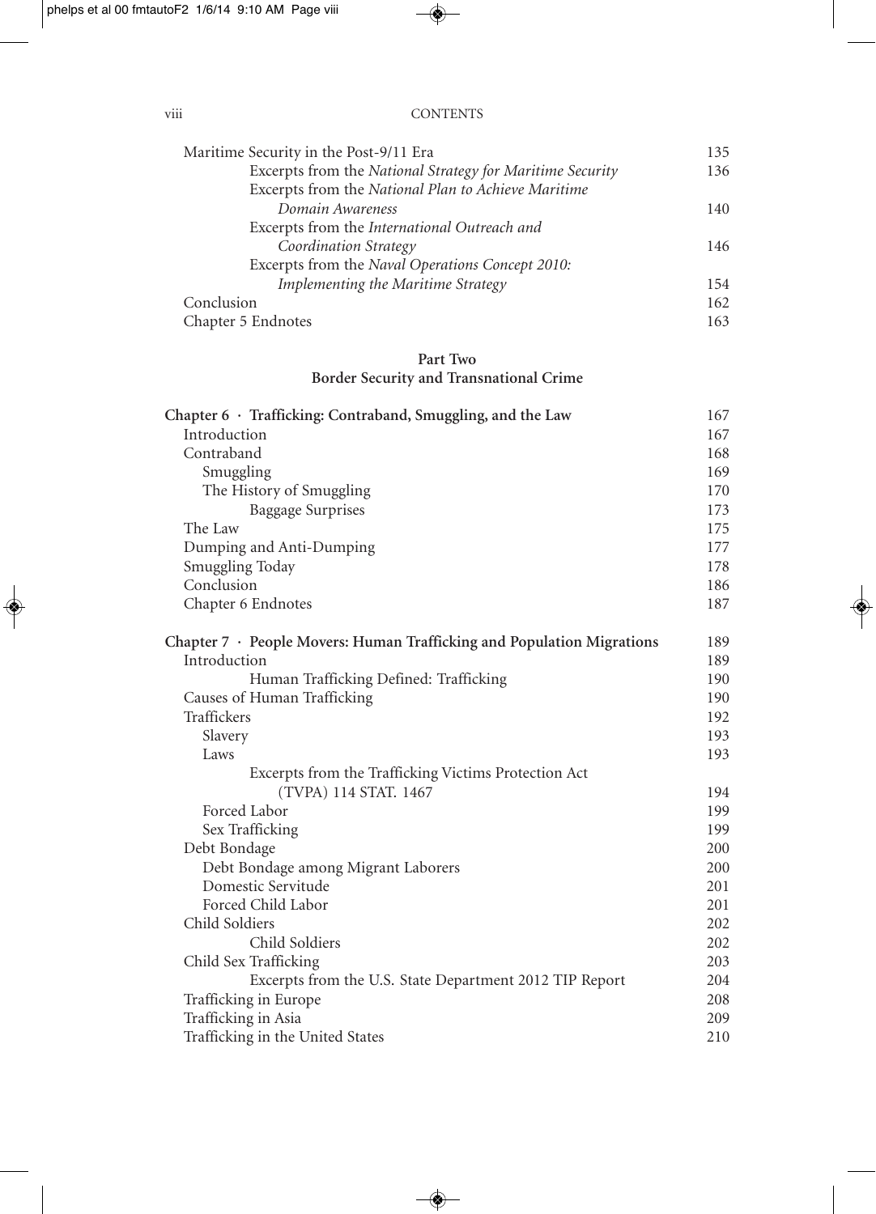Maritime Security in the Post-9/11 Era 135
Excerpts from the *National Strategy for Maritime Security* 136
Excerpts from the *National Plan to Achieve Maritime Domain Awareness* 140
Excerpts from the *International Outreach and Coordination Strategy* 146
Excerpts from the *Naval Operations Concept 2010: Implementing the Maritime Strategy* 154
Conclusion 162
Chapter 5 Endnotes 163

## Part Two
## Border Security and Transnational Crime

**Chapter 6 · Trafficking: Contraband, Smuggling, and the Law** 167
Introduction 167
Contraband 168
Smuggling 169
The History of Smuggling 170
Baggage Surprises 173
The Law 175
Dumping and Anti-Dumping 177
Smuggling Today 178
Conclusion 186
Chapter 6 Endnotes 187

**Chapter 7 · People Movers: Human Trafficking and Population Migrations** 189
Introduction 189
Human Trafficking Defined: Trafficking 190
Causes of Human Trafficking 190
Traffickers 192
Slavery 193
Laws 193
Excerpts from the Trafficking Victims Protection Act (TVPA) 114 STAT. 1467 194
Forced Labor 199
Sex Trafficking 199
Debt Bondage 200
Debt Bondage among Migrant Laborers 200
Domestic Servitude 201
Forced Child Labor 201
Child Soldiers 202
Child Soldiers 202
Child Sex Trafficking 203
Excerpts from the U.S. State Department 2012 TIP Report 204
Trafficking in Europe 208
Trafficking in Asia 209
Trafficking in the United States 210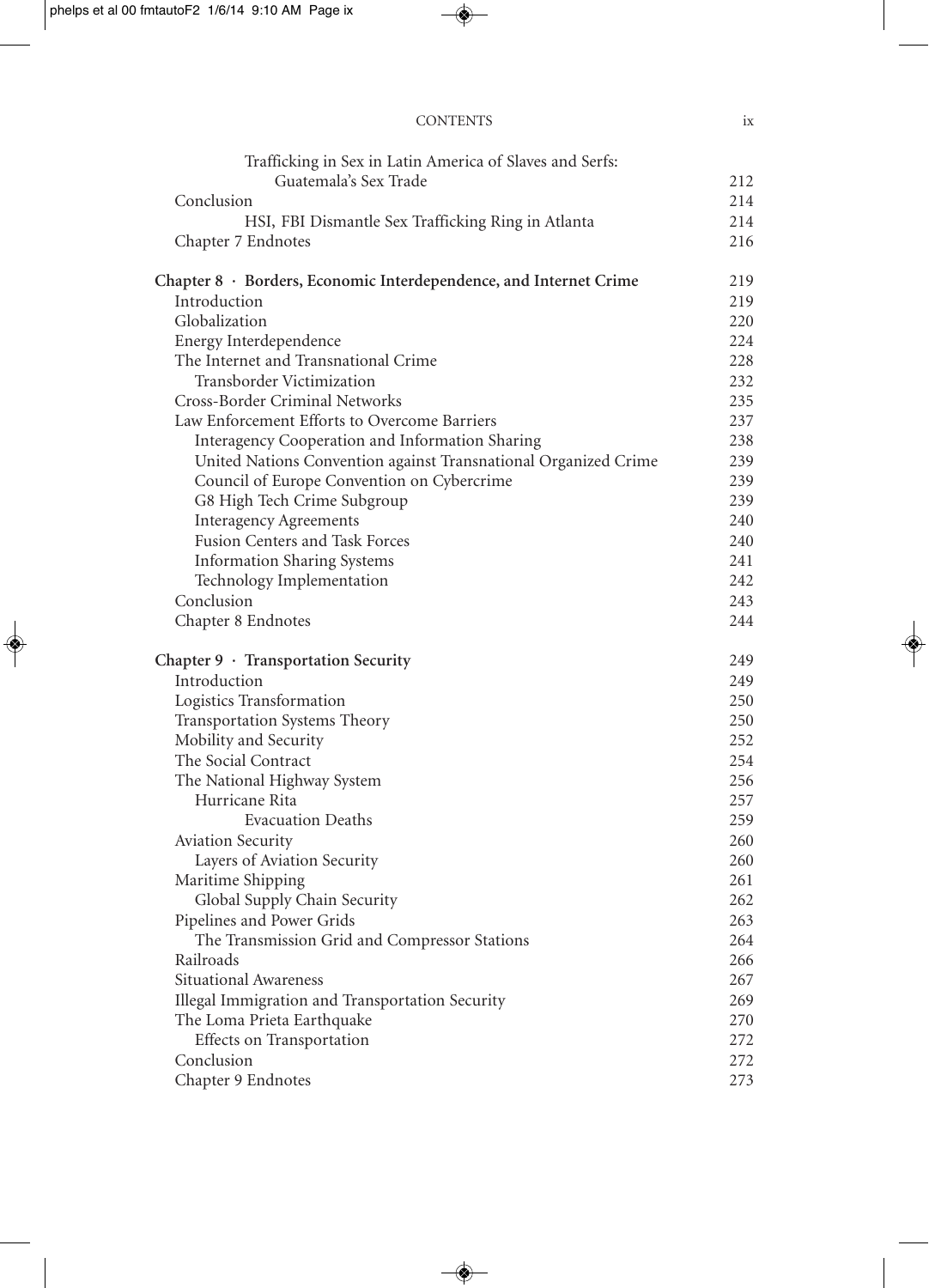Trafficking in Sex in Latin America of Slaves and Serfs: Guatemala's Sex Trade 212
Conclusion 214
HSI, FBI Dismantle Sex Trafficking Ring in Atlanta 214
Chapter 7 Endnotes 216

**Chapter 8 · Borders, Economic Interdependence, and Internet Crime** 219
Introduction 219
Globalization 220
Energy Interdependence 224
The Internet and Transnational Crime 228
Transborder Victimization 232
Cross-Border Criminal Networks 235
Law Enforcement Efforts to Overcome Barriers 237
Interagency Cooperation and Information Sharing 238
United Nations Convention against Transnational Organized Crime 239
Council of Europe Convention on Cybercrime 239
G8 High Tech Crime Subgroup 239
Interagency Agreements 240
Fusion Centers and Task Forces 240
Information Sharing Systems 241
Technology Implementation 242
Conclusion 243
Chapter 8 Endnotes 244

**Chapter 9 · Transportation Security** 249
Introduction 249
Logistics Transformation 250
Transportation Systems Theory 250
Mobility and Security 252
The Social Contract 254
The National Highway System 256
Hurricane Rita 257
Evacuation Deaths 259
Aviation Security 260
Layers of Aviation Security 260
Maritime Shipping 261
Global Supply Chain Security 262
Pipelines and Power Grids 263
The Transmission Grid and Compressor Stations 264
Railroads 266
Situational Awareness 267
Illegal Immigration and Transportation Security 269
The Loma Prieta Earthquake 270
Effects on Transportation 272
Conclusion 272
Chapter 9 Endnotes 273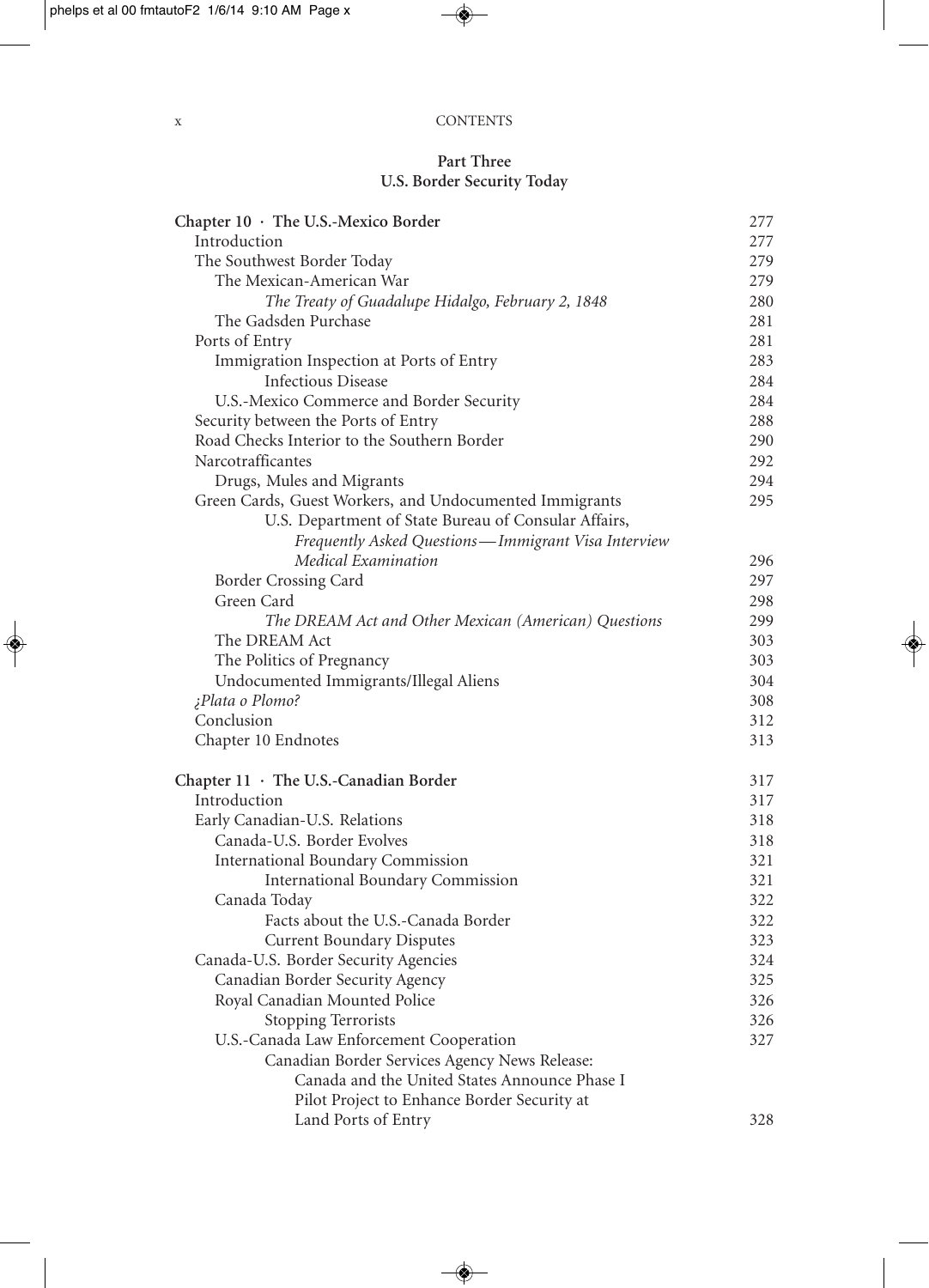## Part Three
## U.S. Border Security Today

| | |
|---|---|
| **Chapter 10 · The U.S.-Mexico Border** | 277 |
| Introduction | 277 |
| The Southwest Border Today | 279 |
| The Mexican-American War | 279 |
| *The Treaty of Guadalupe Hidalgo, February 2, 1848* | 280 |
| The Gadsden Purchase | 281 |
| Ports of Entry | 281 |
| Immigration Inspection at Ports of Entry | 283 |
| Infectious Disease | 284 |
| U.S.-Mexico Commerce and Border Security | 284 |
| Security between the Ports of Entry | 288 |
| Road Checks Interior to the Southern Border | 290 |
| Narcotrafficantes | 292 |
| Drugs, Mules and Migrants | 294 |
| Green Cards, Guest Workers, and Undocumented Immigrants | 295 |
| U.S. Department of State Bureau of Consular Affairs, *Frequently Asked Questions—Immigrant Visa Interview Medical Examination* | 296 |
| Border Crossing Card | 297 |
| Green Card | 298 |
| *The DREAM Act and Other Mexican (American) Questions* | 299 |
| The DREAM Act | 303 |
| The Politics of Pregnancy | 303 |
| Undocumented Immigrants/Illegal Aliens | 304 |
| *¿Plata o Plomo?* | 308 |
| Conclusion | 312 |
| Chapter 10 Endnotes | 313 |
| **Chapter 11 · The U.S.-Canadian Border** | 317 |
| Introduction | 317 |
| Early Canadian-U.S. Relations | 318 |
| Canada-U.S. Border Evolves | 318 |
| International Boundary Commission | 321 |
| International Boundary Commission | 321 |
| Canada Today | 322 |
| Facts about the U.S.-Canada Border | 322 |
| Current Boundary Disputes | 323 |
| Canada-U.S. Border Security Agencies | 324 |
| Canadian Border Security Agency | 325 |
| Royal Canadian Mounted Police | 326 |
| Stopping Terrorists | 326 |
| U.S.-Canada Law Enforcement Cooperation | 327 |
| Canadian Border Services Agency News Release: Canada and the United States Announce Phase I Pilot Project to Enhance Border Security at Land Ports of Entry | 328 |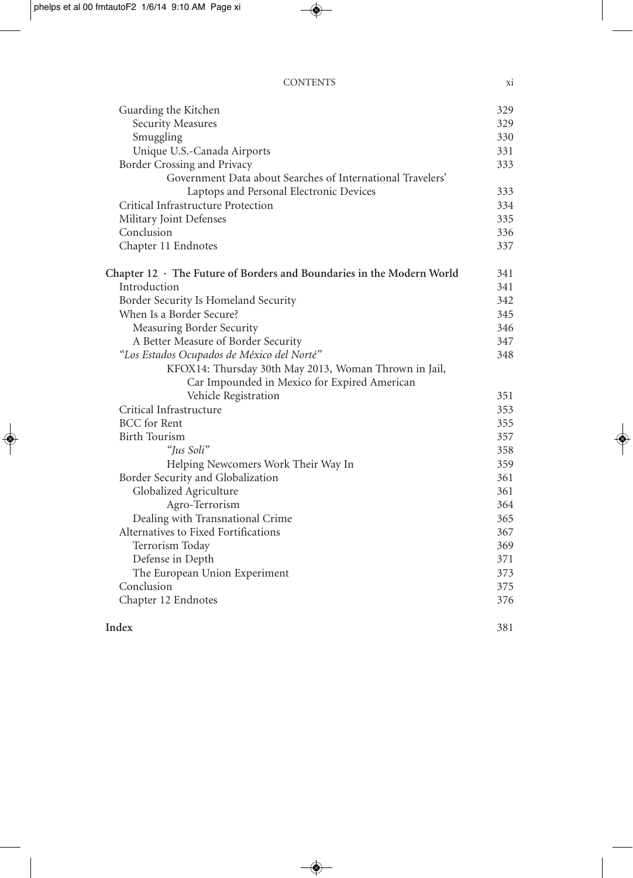| | |
|---|---|
| Guarding the Kitchen | 329 |
| Security Measures | 329 |
| Smuggling | 330 |
| Unique U.S.-Canada Airports | 331 |
| Border Crossing and Privacy | 333 |
| Government Data about Searches of International Travelers' Laptops and Personal Electronic Devices | 333 |
| Critical Infrastructure Protection | 334 |
| Military Joint Defenses | 335 |
| Conclusion | 336 |
| Chapter 11 Endnotes | 337 |
| **Chapter 12 · The Future of Borders and Boundaries in the Modern World** | **341** |
| Introduction | 341 |
| Border Security Is Homeland Security | 342 |
| When Is a Border Secure? | 345 |
| Measuring Border Security | 346 |
| A Better Measure of Border Security | 347 |
| *"Los Estados Ocupados de México del Norté"* | 348 |
| KFOX14: Thursday 30th May 2013, Woman Thrown in Jail, Car Impounded in Mexico for Expired American Vehicle Registration | 351 |
| Critical Infrastructure | 353 |
| BCC for Rent | 355 |
| Birth Tourism | 357 |
| *"Jus Soli"* | 358 |
| Helping Newcomers Work Their Way In | 359 |
| Border Security and Globalization | 361 |
| Globalized Agriculture | 361 |
| Agro-Terrorism | 364 |
| Dealing with Transnational Crime | 365 |
| Alternatives to Fixed Fortifications | 367 |
| Terrorism Today | 369 |
| Defense in Depth | 371 |
| The European Union Experiment | 373 |
| Conclusion | 375 |
| Chapter 12 Endnotes | 376 |
| **Index** | **381** |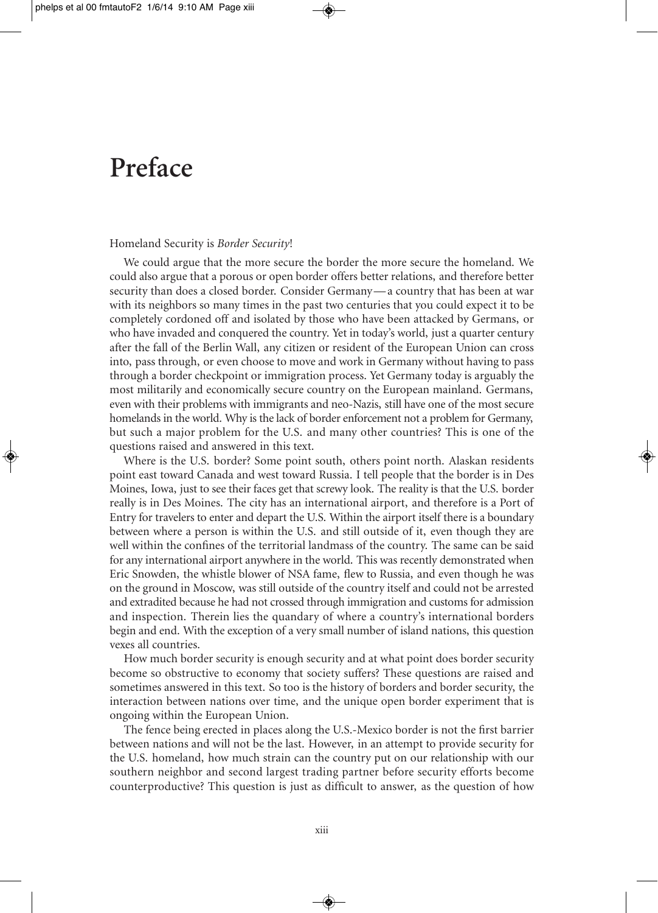# Preface

Homeland Security is *Border Security*!

We could argue that the more secure the border the more secure the homeland. We could also argue that a porous or open border offers better relations, and therefore better security than does a closed border. Consider Germany—a country that has been at war with its neighbors so many times in the past two centuries that you could expect it to be completely cordoned off and isolated by those who have been attacked by Germans, or who have invaded and conquered the country. Yet in today's world, just a quarter century after the fall of the Berlin Wall, any citizen or resident of the European Union can cross into, pass through, or even choose to move and work in Germany without having to pass through a border checkpoint or immigration process. Yet Germany today is arguably the most militarily and economically secure country on the European mainland. Germans, even with their problems with immigrants and neo-Nazis, still have one of the most secure homelands in the world. Why is the lack of border enforcement not a problem for Germany, but such a major problem for the U.S. and many other countries? This is one of the questions raised and answered in this text.

Where is the U.S. border? Some point south, others point north. Alaskan residents point east toward Canada and west toward Russia. I tell people that the border is in Des Moines, Iowa, just to see their faces get that screwy look. The reality is that the U.S. border really is in Des Moines. The city has an international airport, and therefore is a Port of Entry for travelers to enter and depart the U.S. Within the airport itself there is a boundary between where a person is within the U.S. and still outside of it, even though they are well within the confines of the territorial landmass of the country. The same can be said for any international airport anywhere in the world. This was recently demonstrated when Eric Snowden, the whistle blower of NSA fame, flew to Russia, and even though he was on the ground in Moscow, was still outside of the country itself and could not be arrested and extradited because he had not crossed through immigration and customs for admission and inspection. Therein lies the quandary of where a country's international borders begin and end. With the exception of a very small number of island nations, this question vexes all countries.

How much border security is enough security and at what point does border security become so obstructive to economy that society suffers? These questions are raised and sometimes answered in this text. So too is the history of borders and border security, the interaction between nations over time, and the unique open border experiment that is ongoing within the European Union.

The fence being erected in places along the U.S.-Mexico border is not the first barrier between nations and will not be the last. However, in an attempt to provide security for the U.S. homeland, how much strain can the country put on our relationship with our southern neighbor and second largest trading partner before security efforts become counterproductive? This question is just as difficult to answer, as the question of how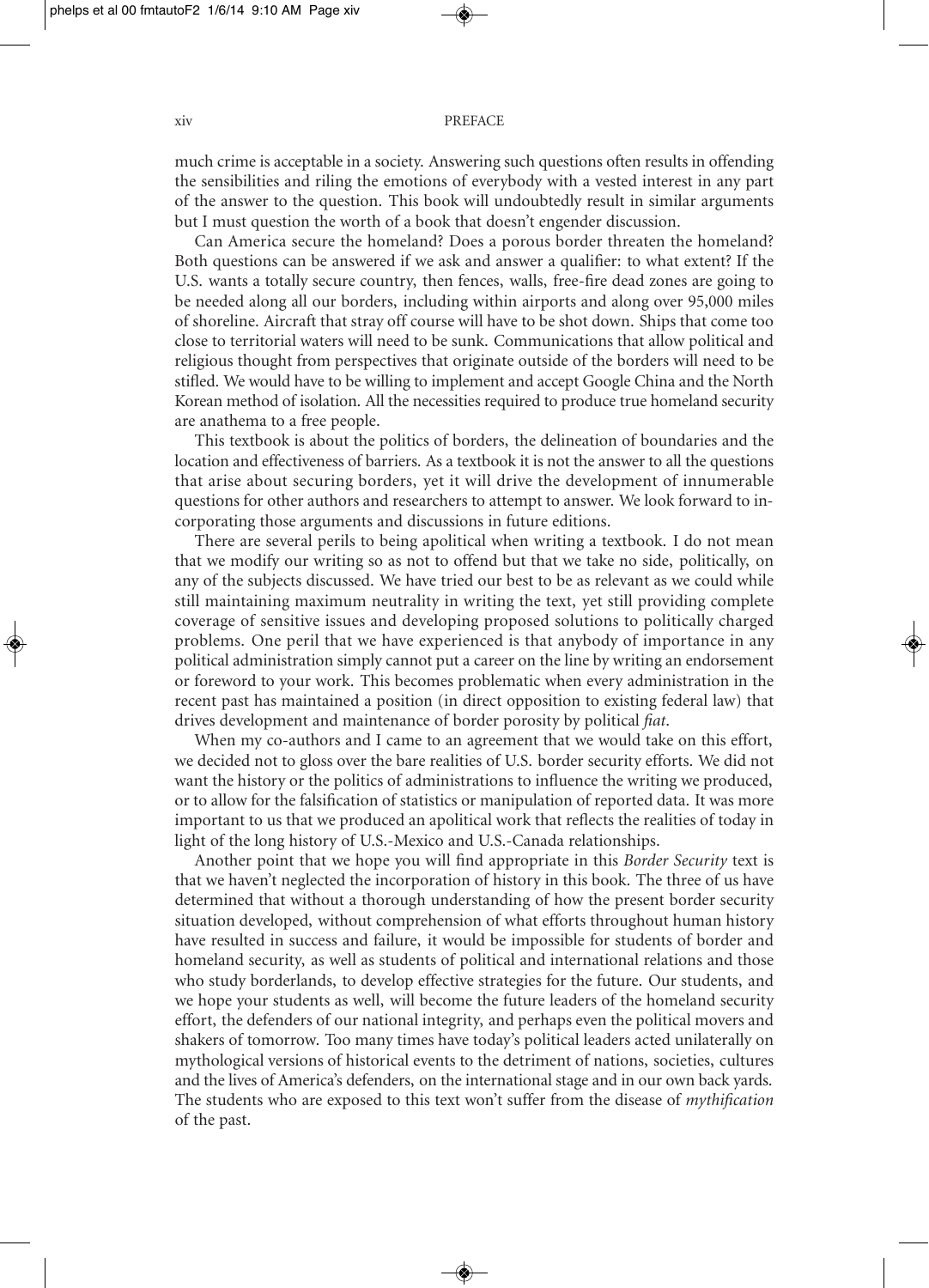much crime is acceptable in a society. Answering such questions often results in offending the sensibilities and riling the emotions of everybody with a vested interest in any part of the answer to the question. This book will undoubtedly result in similar arguments but I must question the worth of a book that doesn't engender discussion.

Can America secure the homeland? Does a porous border threaten the homeland? Both questions can be answered if we ask and answer a qualifier: to what extent? If the U.S. wants a totally secure country, then fences, walls, free-fire dead zones are going to be needed along all our borders, including within airports and along over 95,000 miles of shoreline. Aircraft that stray off course will have to be shot down. Ships that come too close to territorial waters will need to be sunk. Communications that allow political and religious thought from perspectives that originate outside of the borders will need to be stifled. We would have to be willing to implement and accept Google China and the North Korean method of isolation. All the necessities required to produce true homeland security are anathema to a free people.

This textbook is about the politics of borders, the delineation of boundaries and the location and effectiveness of barriers. As a textbook it is not the answer to all the questions that arise about securing borders, yet it will drive the development of innumerable questions for other authors and researchers to attempt to answer. We look forward to incorporating those arguments and discussions in future editions.

There are several perils to being apolitical when writing a textbook. I do not mean that we modify our writing so as not to offend but that we take no side, politically, on any of the subjects discussed. We have tried our best to be as relevant as we could while still maintaining maximum neutrality in writing the text, yet still providing complete coverage of sensitive issues and developing proposed solutions to politically charged problems. One peril that we have experienced is that anybody of importance in any political administration simply cannot put a career on the line by writing an endorsement or foreword to your work. This becomes problematic when every administration in the recent past has maintained a position (in direct opposition to existing federal law) that drives development and maintenance of border porosity by political *fiat*.

When my co-authors and I came to an agreement that we would take on this effort, we decided not to gloss over the bare realities of U.S. border security efforts. We did not want the history or the politics of administrations to influence the writing we produced, or to allow for the falsification of statistics or manipulation of reported data. It was more important to us that we produced an apolitical work that reflects the realities of today in light of the long history of U.S.-Mexico and U.S.-Canada relationships.

Another point that we hope you will find appropriate in this *Border Security* text is that we haven't neglected the incorporation of history in this book. The three of us have determined that without a thorough understanding of how the present border security situation developed, without comprehension of what efforts throughout human history have resulted in success and failure, it would be impossible for students of border and homeland security, as well as students of political and international relations and those who study borderlands, to develop effective strategies for the future. Our students, and we hope your students as well, will become the future leaders of the homeland security effort, the defenders of our national integrity, and perhaps even the political movers and shakers of tomorrow. Too many times have today's political leaders acted unilaterally on mythological versions of historical events to the detriment of nations, societies, cultures and the lives of America's defenders, on the international stage and in our own back yards. The students who are exposed to this text won't suffer from the disease of *mythification* of the past.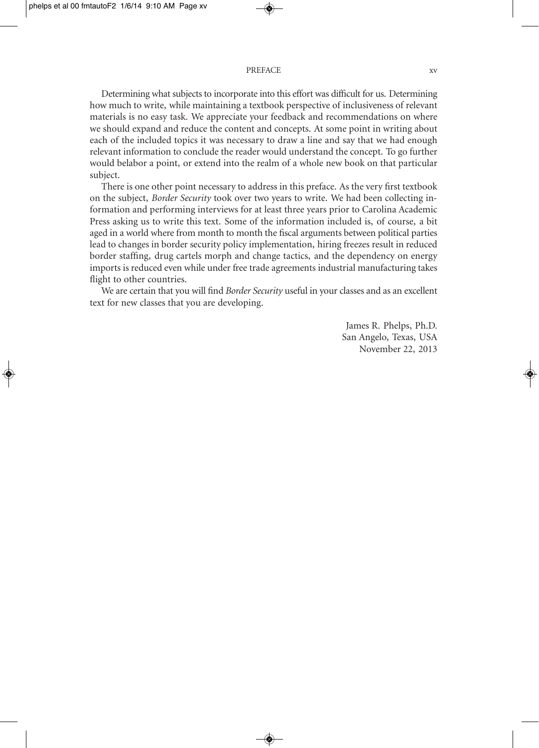Determining what subjects to incorporate into this effort was difficult for us. Determining how much to write, while maintaining a textbook perspective of inclusiveness of relevant materials is no easy task. We appreciate your feedback and recommendations on where we should expand and reduce the content and concepts. At some point in writing about each of the included topics it was necessary to draw a line and say that we had enough relevant information to conclude the reader would understand the concept. To go further would belabor a point, or extend into the realm of a whole new book on that particular subject.

There is one other point necessary to address in this preface. As the very first textbook on the subject, *Border Security* took over two years to write. We had been collecting information and performing interviews for at least three years prior to Carolina Academic Press asking us to write this text. Some of the information included is, of course, a bit aged in a world where from month to month the fiscal arguments between political parties lead to changes in border security policy implementation, hiring freezes result in reduced border staffing, drug cartels morph and change tactics, and the dependency on energy imports is reduced even while under free trade agreements industrial manufacturing takes flight to other countries.

We are certain that you will find *Border Security* useful in your classes and as an excellent text for new classes that you are developing.

James R. Phelps, Ph.D.
San Angelo, Texas, USA
November 22, 2013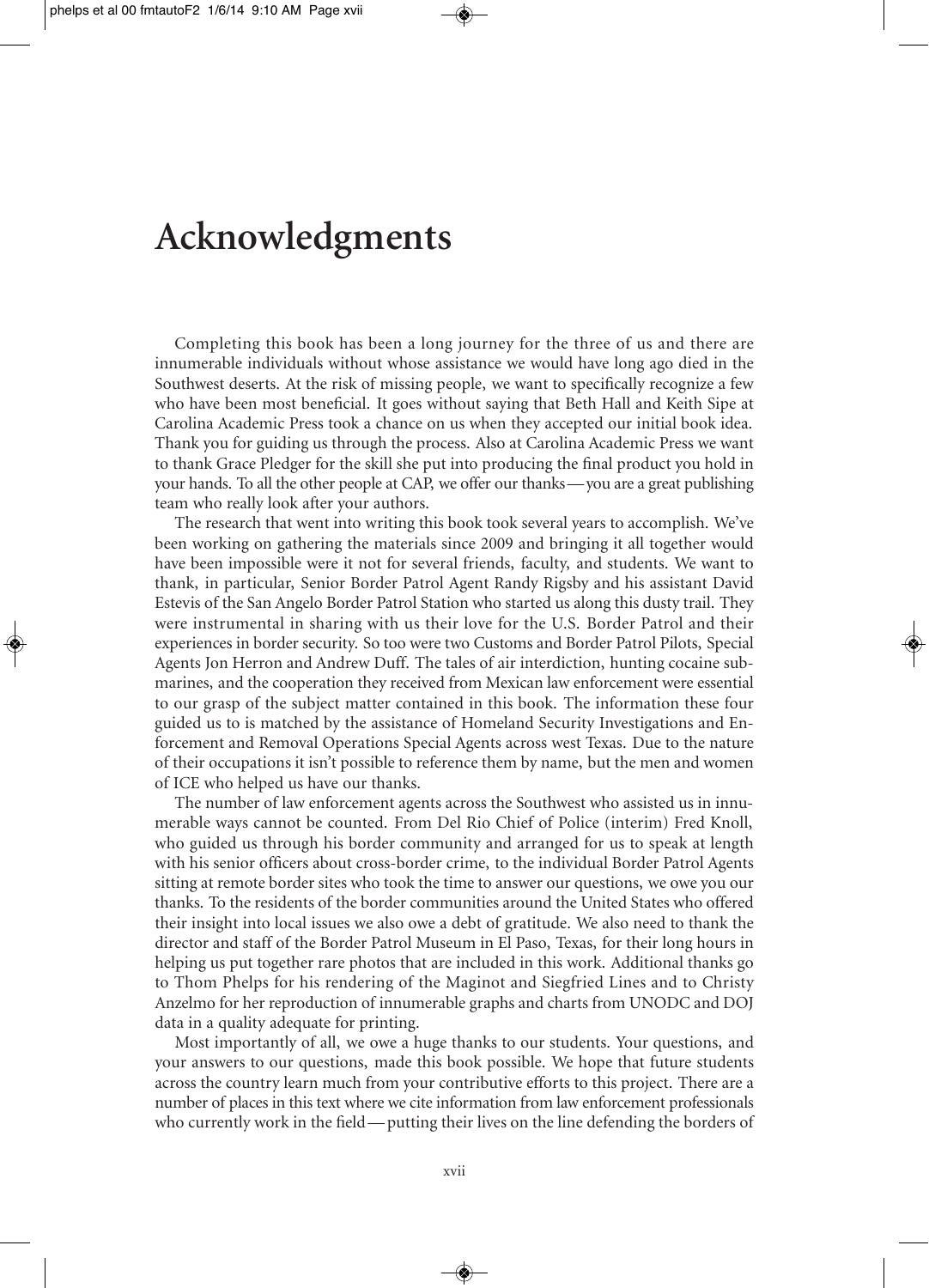# Acknowledgments

Completing this book has been a long journey for the three of us and there are innumerable individuals without whose assistance we would have long ago died in the Southwest deserts. At the risk of missing people, we want to specifically recognize a few who have been most beneficial. It goes without saying that Beth Hall and Keith Sipe at Carolina Academic Press took a chance on us when they accepted our initial book idea. Thank you for guiding us through the process. Also at Carolina Academic Press we want to thank Grace Pledger for the skill she put into producing the final product you hold in your hands. To all the other people at CAP, we offer our thanks—you are a great publishing team who really look after your authors.

The research that went into writing this book took several years to accomplish. We've been working on gathering the materials since 2009 and bringing it all together would have been impossible were it not for several friends, faculty, and students. We want to thank, in particular, Senior Border Patrol Agent Randy Rigsby and his assistant David Estevis of the San Angelo Border Patrol Station who started us along this dusty trail. They were instrumental in sharing with us their love for the U.S. Border Patrol and their experiences in border security. So too were two Customs and Border Patrol Pilots, Special Agents Jon Herron and Andrew Duff. The tales of air interdiction, hunting cocaine submarines, and the cooperation they received from Mexican law enforcement were essential to our grasp of the subject matter contained in this book. The information these four guided us to is matched by the assistance of Homeland Security Investigations and Enforcement and Removal Operations Special Agents across west Texas. Due to the nature of their occupations it isn't possible to reference them by name, but the men and women of ICE who helped us have our thanks.

The number of law enforcement agents across the Southwest who assisted us in innumerable ways cannot be counted. From Del Rio Chief of Police (interim) Fred Knoll, who guided us through his border community and arranged for us to speak at length with his senior officers about cross-border crime, to the individual Border Patrol Agents sitting at remote border sites who took the time to answer our questions, we owe you our thanks. To the residents of the border communities around the United States who offered their insight into local issues we also owe a debt of gratitude. We also need to thank the director and staff of the Border Patrol Museum in El Paso, Texas, for their long hours in helping us put together rare photos that are included in this work. Additional thanks go to Thom Phelps for his rendering of the Maginot and Siegfried Lines and to Christy Anzelmo for her reproduction of innumerable graphs and charts from UNODC and DOJ data in a quality adequate for printing.

Most importantly of all, we owe a huge thanks to our students. Your questions, and your answers to our questions, made this book possible. We hope that future students across the country learn much from your contributive efforts to this project. There are a number of places in this text where we cite information from law enforcement professionals who currently work in the field—putting their lives on the line defending the borders of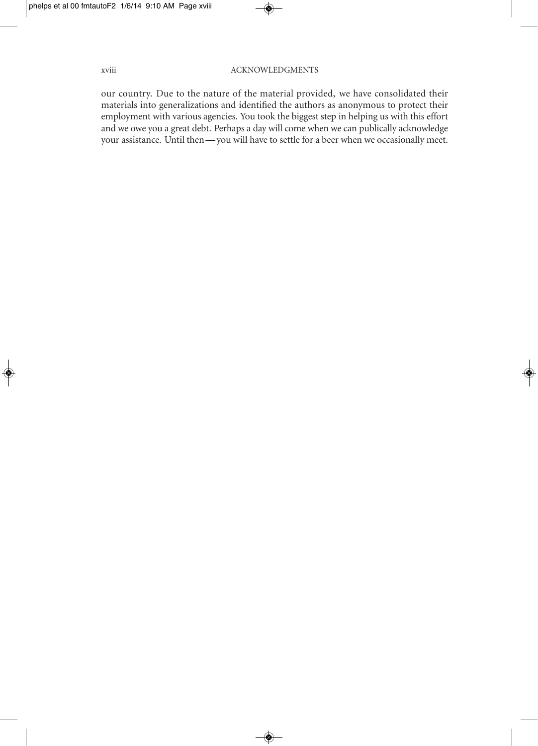our country. Due to the nature of the material provided, we have consolidated their materials into generalizations and identified the authors as anonymous to protect their employment with various agencies. You took the biggest step in helping us with this effort and we owe you a great debt. Perhaps a day will come when we can publically acknowledge your assistance. Until then—you will have to settle for a beer when we occasionally meet.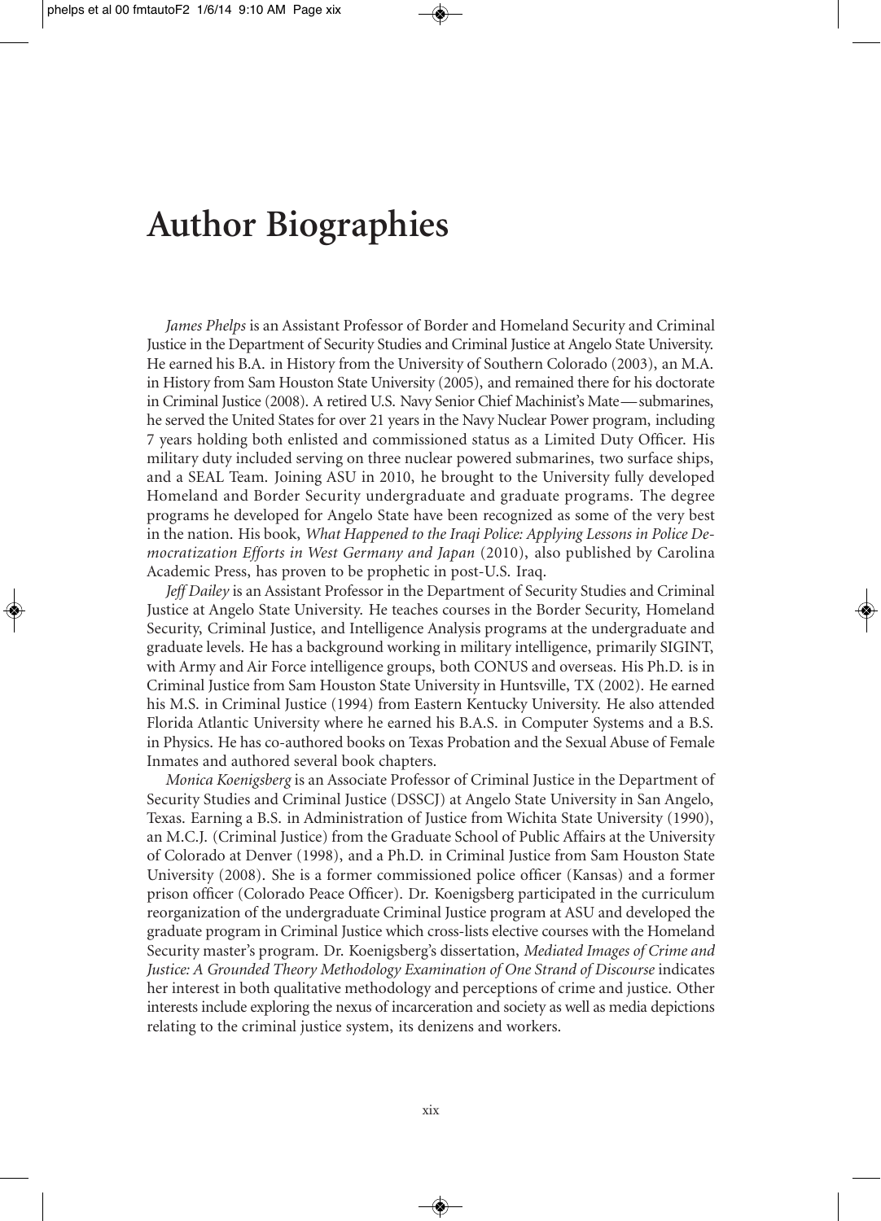# Author Biographies

*James Phelps* is an Assistant Professor of Border and Homeland Security and Criminal Justice in the Department of Security Studies and Criminal Justice at Angelo State University. He earned his B.A. in History from the University of Southern Colorado (2003), an M.A. in History from Sam Houston State University (2005), and remained there for his doctorate in Criminal Justice (2008). A retired U.S. Navy Senior Chief Machinist's Mate—submarines, he served the United States for over 21 years in the Navy Nuclear Power program, including 7 years holding both enlisted and commissioned status as a Limited Duty Officer. His military duty included serving on three nuclear powered submarines, two surface ships, and a SEAL Team. Joining ASU in 2010, he brought to the University fully developed Homeland and Border Security undergraduate and graduate programs. The degree programs he developed for Angelo State have been recognized as some of the very best in the nation. His book, *What Happened to the Iraqi Police: Applying Lessons in Police Democratization Efforts in West Germany and Japan* (2010), also published by Carolina Academic Press, has proven to be prophetic in post-U.S. Iraq.

*Jeff Dailey* is an Assistant Professor in the Department of Security Studies and Criminal Justice at Angelo State University. He teaches courses in the Border Security, Homeland Security, Criminal Justice, and Intelligence Analysis programs at the undergraduate and graduate levels. He has a background working in military intelligence, primarily SIGINT, with Army and Air Force intelligence groups, both CONUS and overseas. His Ph.D. is in Criminal Justice from Sam Houston State University in Huntsville, TX (2002). He earned his M.S. in Criminal Justice (1994) from Eastern Kentucky University. He also attended Florida Atlantic University where he earned his B.A.S. in Computer Systems and a B.S. in Physics. He has co-authored books on Texas Probation and the Sexual Abuse of Female Inmates and authored several book chapters.

*Monica Koenigsberg* is an Associate Professor of Criminal Justice in the Department of Security Studies and Criminal Justice (DSSCJ) at Angelo State University in San Angelo, Texas. Earning a B.S. in Administration of Justice from Wichita State University (1990), an M.C.J. (Criminal Justice) from the Graduate School of Public Affairs at the University of Colorado at Denver (1998), and a Ph.D. in Criminal Justice from Sam Houston State University (2008). She is a former commissioned police officer (Kansas) and a former prison officer (Colorado Peace Officer). Dr. Koenigsberg participated in the curriculum reorganization of the undergraduate Criminal Justice program at ASU and developed the graduate program in Criminal Justice which cross-lists elective courses with the Homeland Security master's program. Dr. Koenigsberg's dissertation, *Mediated Images of Crime and Justice: A Grounded Theory Methodology Examination of One Strand of Discourse* indicates her interest in both qualitative methodology and perceptions of crime and justice. Other interests include exploring the nexus of incarceration and society as well as media depictions relating to the criminal justice system, its denizens and workers.